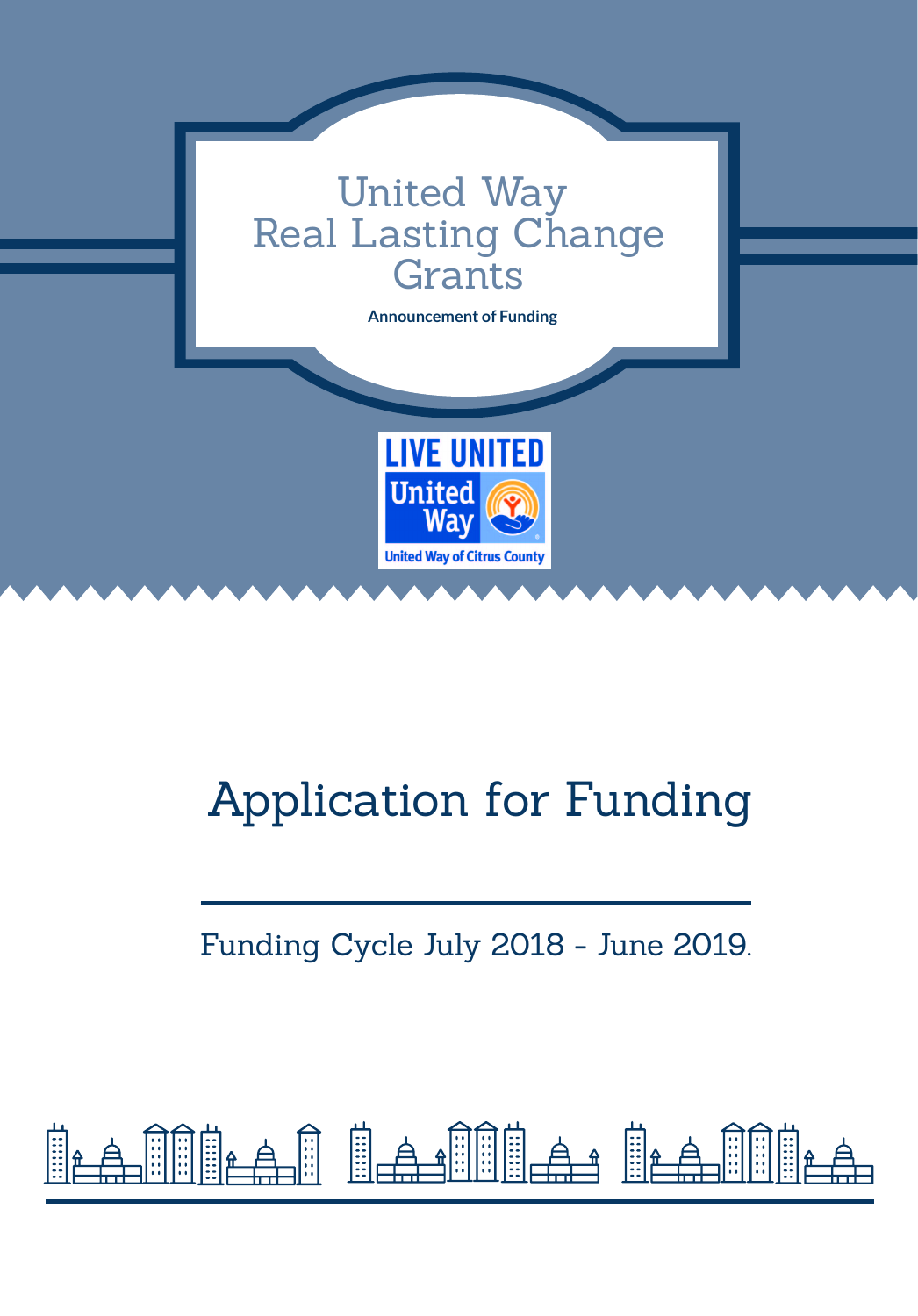# United Way Real Lasting Change Grants

**Announcement of Funding**

LIVE UNITED

United Way

United Way of Citrus County

# Application for Funding

Funding Cycle July 2018 - June 2019.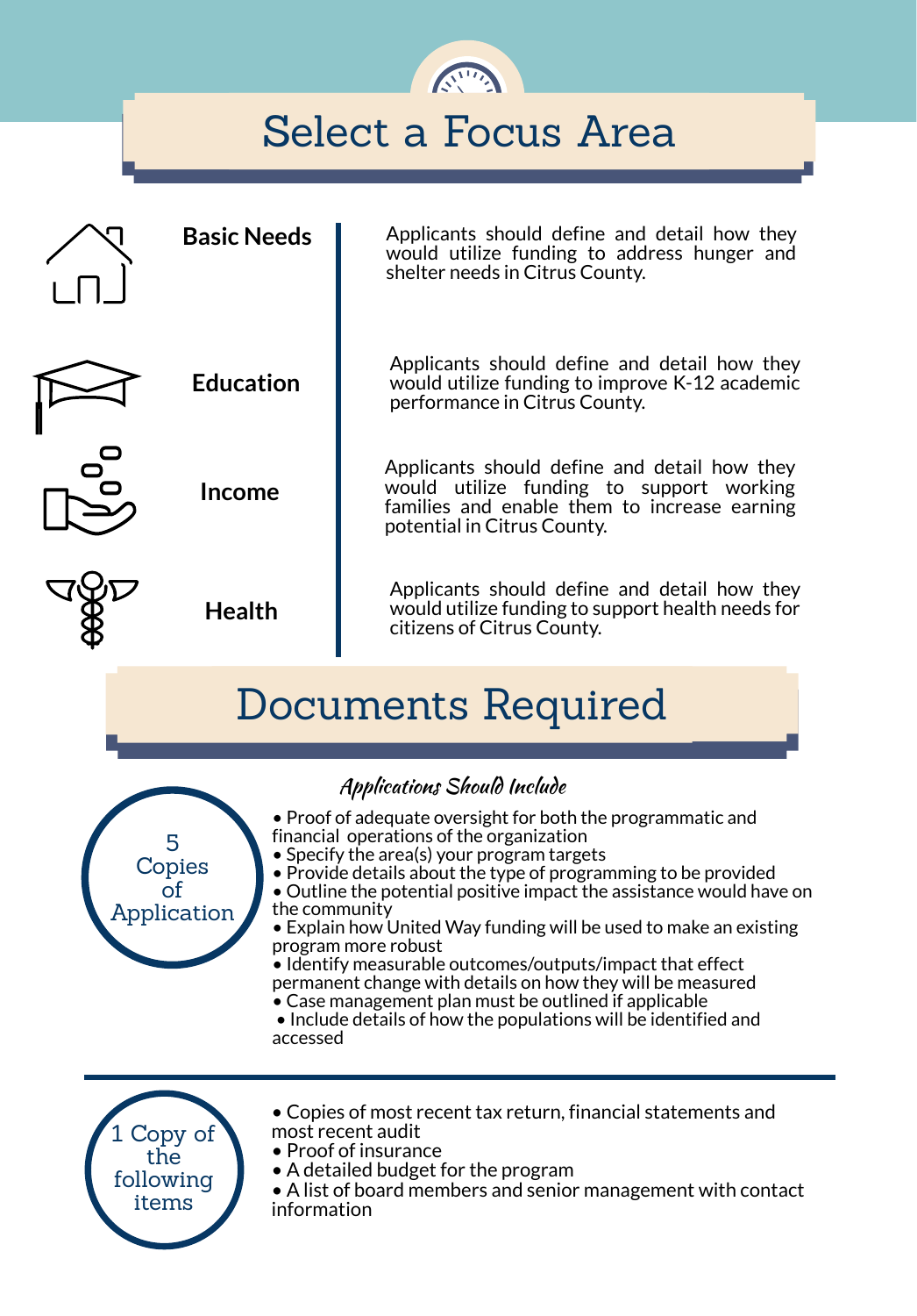# Select a Focus Area

| Focus Area | Description |
|---|---|
| **Basic Needs** | Applicants should define and detail how they would utilize funding to address hunger and shelter needs in Citrus County. |
| **Education** | Applicants should define and detail how they would utilize funding to improve K-12 academic performance in Citrus County. |
| **Income** | Applicants should define and detail how they would utilize funding to support working families and enable them to increase earning potential in Citrus County. |
| **Health** | Applicants should define and detail how they would utilize funding to support health needs for citizens of Citrus County. |

# Documents Required

## 5 Copies of Application

*Applications Should Include*

- Proof of adequate oversight for both the programmatic and financial operations of the organization
- Specify the area(s) your program targets
- Provide details about the type of programming to be provided
- Outline the potential positive impact the assistance would have on the community
- Explain how United Way funding will be used to make an existing program more robust
- Identify measurable outcomes/outputs/impact that effect permanent change with details on how they will be measured
- Case management plan must be outlined if applicable
- Include details of how the populations will be identified and accessed

## 1 Copy of the following items

- Copies of most recent tax return, financial statements and most recent audit
- Proof of insurance
- A detailed budget for the program
- A list of board members and senior management with contact information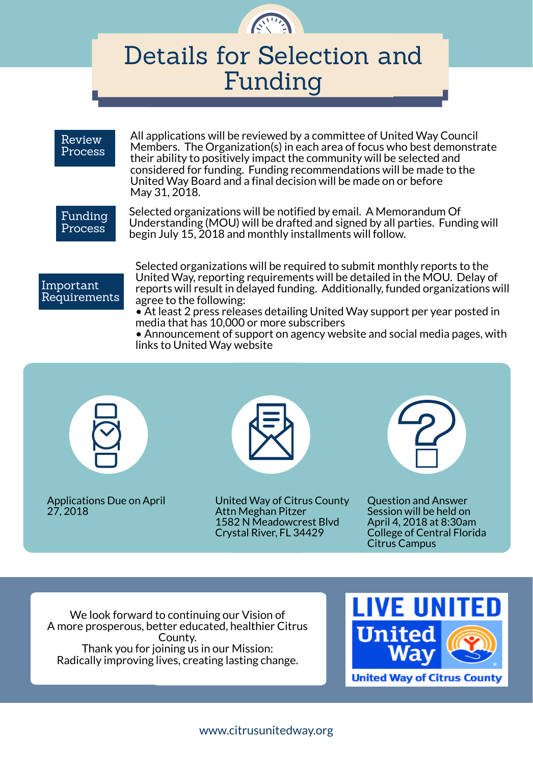# Details for Selection and Funding

**Review Process**

All applications will be reviewed by a committee of United Way Council Members. The Organization(s) in each area of focus who best demonstrate their ability to positively impact the community will be selected and considered for funding. Funding recommendations will be made to the United Way Board and a final decision will be made on or before May 31, 2018.

**Funding Process**

Selected organizations will be notified by email. A Memorandum Of Understanding (MOU) will be drafted and signed by all parties. Funding will begin July 15, 2018 and monthly installments will follow.

**Important Requirements**

Selected organizations will be required to submit monthly reports to the United Way, reporting requirements will be detailed in the MOU. Delay of reports will result in delayed funding. Additionally, funded organizations will agree to the following:

- At least 2 press releases detailing United Way support per year posted in media that has 10,000 or more subscribers
- Announcement of support on agency website and social media pages, with links to United Way website

Applications Due on April 27, 2018

United Way of Citrus County
Attn Meghan Pitzer
1582 N Meadowcrest Blvd
Crystal River, FL 34429

Question and Answer Session will be held on April 4, 2018 at 8:30am
College of Central Florida Citrus Campus

We look forward to continuing our Vision of
A more prosperous, better educated, healthier Citrus County.
Thank you for joining us in our Mission:
Radically improving lives, creating lasting change.

LIVE UNITED
United Way
United Way of Citrus County

www.citrusunitedway.org